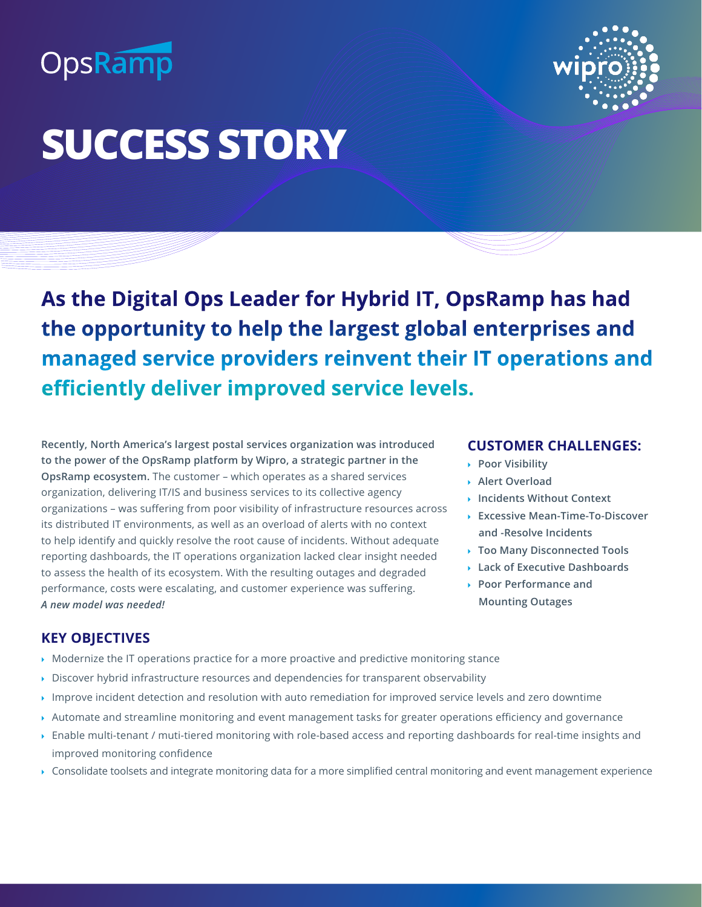OpsRamp

wipro

# SUCCESS STORY

## As the Digital Ops Leader for Hybrid IT, OpsRamp has had the opportunity to help the largest global enterprises and managed service providers reinvent their IT operations and efficiently deliver improved service levels.

**Recently, North America's largest postal services organization was introduced to the power of the OpsRamp platform by Wipro, a strategic partner in the OpsRamp ecosystem.** The customer – which operates as a shared services organization, delivering IT/IS and business services to its collective agency organizations – was suffering from poor visibility of infrastructure resources across its distributed IT environments, as well as an overload of alerts with no context to help identify and quickly resolve the root cause of incidents. Without adequate reporting dashboards, the IT operations organization lacked clear insight needed to assess the health of its ecosystem. With the resulting outages and degraded performance, costs were escalating, and customer experience was suffering. ***A new model was needed!***

### CUSTOMER CHALLENGES:

- **Poor Visibility**
- **Alert Overload**
- **Incidents Without Context**
- **Excessive Mean-Time-To-Discover and -Resolve Incidents**
- **Too Many Disconnected Tools**
- **Lack of Executive Dashboards**
- **Poor Performance and Mounting Outages**

### KEY OBJECTIVES

- Modernize the IT operations practice for a more proactive and predictive monitoring stance
- Discover hybrid infrastructure resources and dependencies for transparent observability
- Improve incident detection and resolution with auto remediation for improved service levels and zero downtime
- Automate and streamline monitoring and event management tasks for greater operations efficiency and governance
- Enable multi-tenant / muti-tiered monitoring with role-based access and reporting dashboards for real-time insights and improved monitoring confidence
- Consolidate toolsets and integrate monitoring data for a more simplified central monitoring and event management experience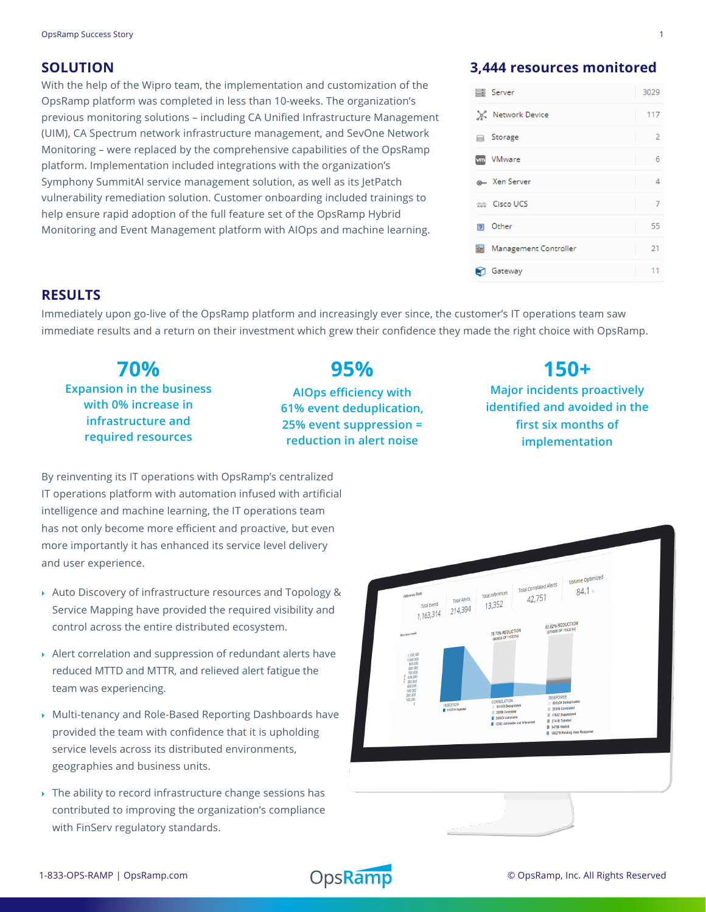## SOLUTION

With the help of the Wipro team, the implementation and customization of the OpsRamp platform was completed in less than 10-weeks. The organization's previous monitoring solutions – including CA Unified Infrastructure Management (UIM), CA Spectrum network infrastructure management, and SevOne Network Monitoring – were replaced by the comprehensive capabilities of the OpsRamp platform. Implementation included integrations with the organization's Symphony SummitAI service management solution, as well as its JetPatch vulnerability remediation solution. Customer onboarding included trainings to help ensure rapid adoption of the full feature set of the OpsRamp Hybrid Monitoring and Event Management platform with AIOps and machine learning.

## 3,444 resources monitored

| | |
|---|---|
| Server | 3029 |
| Network Device | 117 |
| Storage | 2 |
| VMware | 6 |
| Xen Server | 4 |
| Cisco UCS | 7 |
| Other | 55 |
| Management Controller | 21 |
| Gateway | 11 |

## RESULTS

Immediately upon go-live of the OpsRamp platform and increasingly ever since, the customer's IT operations team saw immediate results and a return on their investment which grew their confidence they made the right choice with OpsRamp.

**70%**
Expansion in the business with 0% increase in infrastructure and required resources

**95%**
AIOps efficiency with 61% event deduplication, 25% event suppression = reduction in alert noise

**150+**
Major incidents proactively identified and avoided in the first six months of implementation

By reinventing its IT operations with OpsRamp's centralized IT operations platform with automation infused with artificial intelligence and machine learning, the IT operations team has not only become more efficient and proactive, but even more importantly it has enhanced its service level delivery and user experience.

- Auto Discovery of infrastructure resources and Topology & Service Mapping have provided the required visibility and control across the entire distributed ecosystem.
- Alert correlation and suppression of redundant alerts have reduced MTTD and MTTR, and relieved alert fatigue the team was experiencing.
- Multi-tenancy and Role-Based Reporting Dashboards have provided the team with confidence that it is upholding service levels across its distributed environments, geographies and business units.
- The ability to record infrastructure change sessions has contributed to improving the organization's compliance with FinServ regulatory standards.

Inference Flow
Total Events 1,163,314
Total Alerts 214,394
Total Inferences 13,352
Total Correlated Alerts 42,751
Volume Optimized 84.1%
75.73% REDUCTION
83.62% REDUCTION
INGESTION
CORRELATION
RESPONSE

1-833-OPS-RAMP | OpsRamp.com

© OpsRamp, Inc. All Rights Reserved